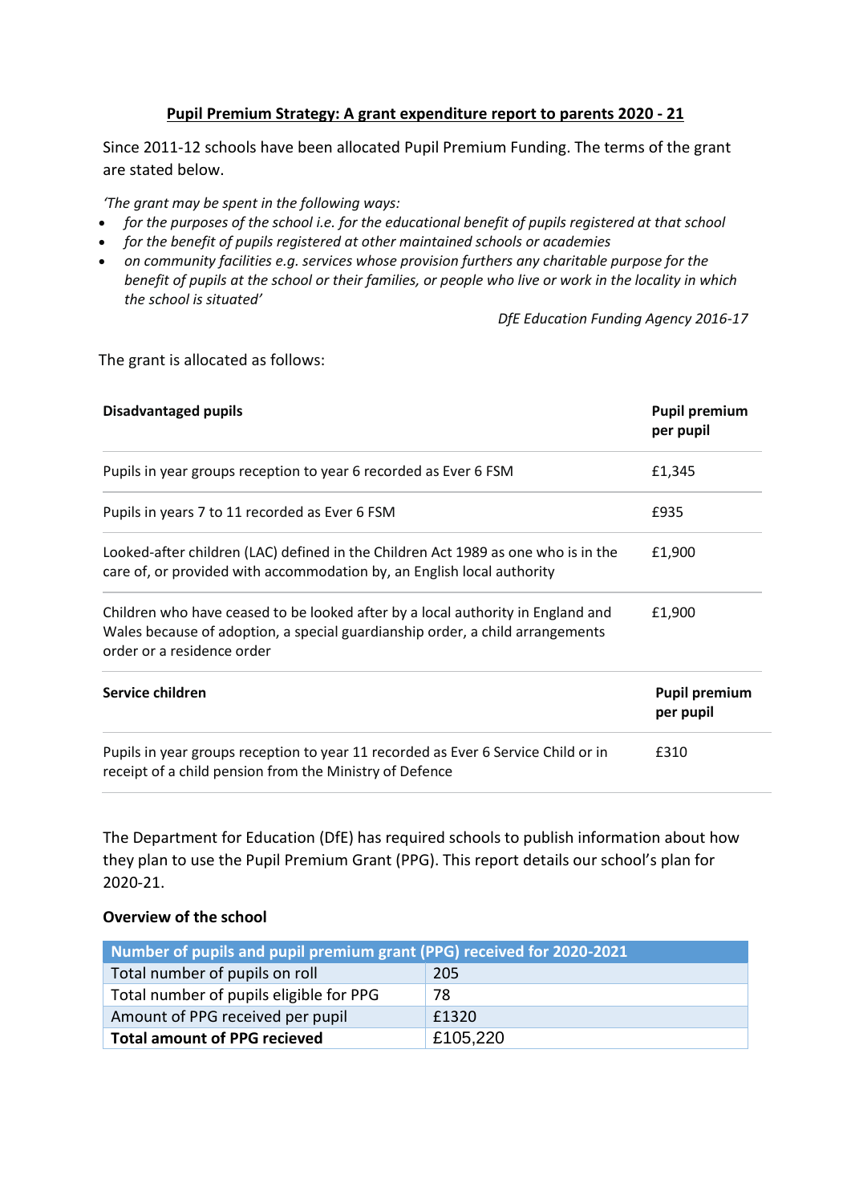# Pupil Premium Strategy: A grant expenditure report to parents 2020 - 21

Since 2011-12 schools have been allocated Pupil Premium Funding. The terms of the grant are stated below.

*'The grant may be spent in the following ways:*

- *for the purposes of the school i.e. for the educational benefit of pupils registered at that school*
- *for the benefit of pupils registered at other maintained schools or academies*
- *on community facilities e.g. services whose provision furthers any charitable purpose for the benefit of pupils at the school or their families, or people who live or work in the locality in which the school is situated'*

*DfE Education Funding Agency 2016-17*

The grant is allocated as follows:

| **Disadvantaged pupils** | **Pupil premium per pupil** |
|---|---|
| Pupils in year groups reception to year 6 recorded as Ever 6 FSM | £1,345 |
| Pupils in years 7 to 11 recorded as Ever 6 FSM | £935 |
| Looked-after children (LAC) defined in the Children Act 1989 as one who is in the care of, or provided with accommodation by, an English local authority | £1,900 |
| Children who have ceased to be looked after by a local authority in England and Wales because of adoption, a special guardianship order, a child arrangements order or a residence order | £1,900 |
| **Service children** | **Pupil premium per pupil** |
| Pupils in year groups reception to year 11 recorded as Ever 6 Service Child or in receipt of a child pension from the Ministry of Defence | £310 |

The Department for Education (DfE) has required schools to publish information about how they plan to use the Pupil Premium Grant (PPG). This report details our school's plan for 2020-21.

### Overview of the school

| Number of pupils and pupil premium grant (PPG) received for 2020-2021 | |
|---|---|
| Total number of pupils on roll | 205 |
| Total number of pupils eligible for PPG | 78 |
| Amount of PPG received per pupil | £1320 |
| **Total amount of PPG recieved** | £105,220 |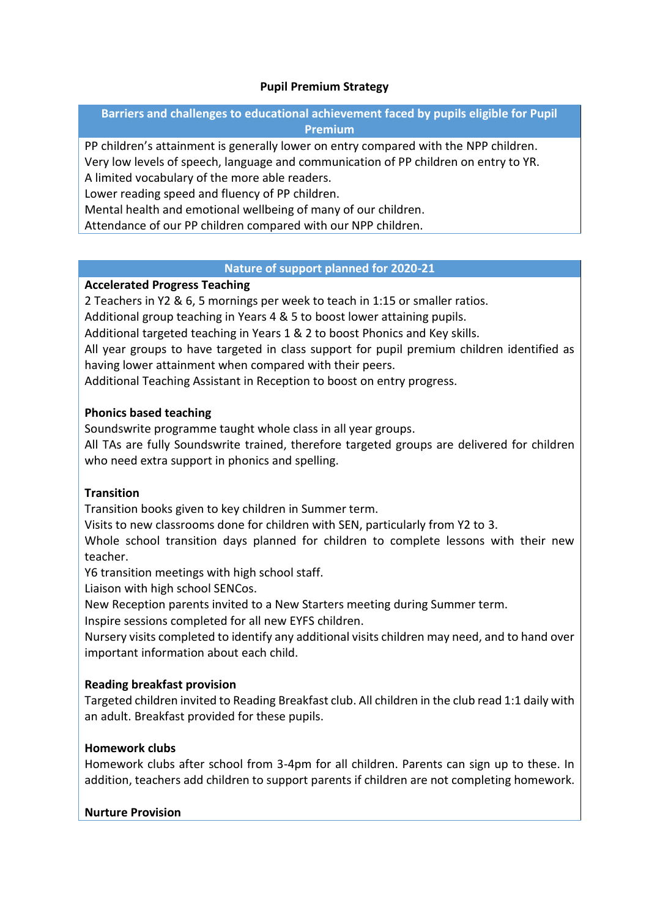**Pupil Premium Strategy**

## Barriers and challenges to educational achievement faced by pupils eligible for Pupil Premium

PP children's attainment is generally lower on entry compared with the NPP children.
Very low levels of speech, language and communication of PP children on entry to YR.
A limited vocabulary of the more able readers.
Lower reading speed and fluency of PP children.
Mental health and emotional wellbeing of many of our children.
Attendance of our PP children compared with our NPP children.

## Nature of support planned for 2020-21

**Accelerated Progress Teaching**

2 Teachers in Y2 & 6, 5 mornings per week to teach in 1:15 or smaller ratios.
Additional group teaching in Years 4 & 5 to boost lower attaining pupils.
Additional targeted teaching in Years 1 & 2 to boost Phonics and Key skills.
All year groups to have targeted in class support for pupil premium children identified as having lower attainment when compared with their peers.
Additional Teaching Assistant in Reception to boost on entry progress.

**Phonics based teaching**

Soundswrite programme taught whole class in all year groups.
All TAs are fully Soundswrite trained, therefore targeted groups are delivered for children who need extra support in phonics and spelling.

**Transition**

Transition books given to key children in Summer term.
Visits to new classrooms done for children with SEN, particularly from Y2 to 3.
Whole school transition days planned for children to complete lessons with their new teacher.
Y6 transition meetings with high school staff.
Liaison with high school SENCos.
New Reception parents invited to a New Starters meeting during Summer term.
Inspire sessions completed for all new EYFS children.
Nursery visits completed to identify any additional visits children may need, and to hand over important information about each child.

**Reading breakfast provision**

Targeted children invited to Reading Breakfast club. All children in the club read 1:1 daily with an adult. Breakfast provided for these pupils.

**Homework clubs**

Homework clubs after school from 3-4pm for all children. Parents can sign up to these. In addition, teachers add children to support parents if children are not completing homework.

**Nurture Provision**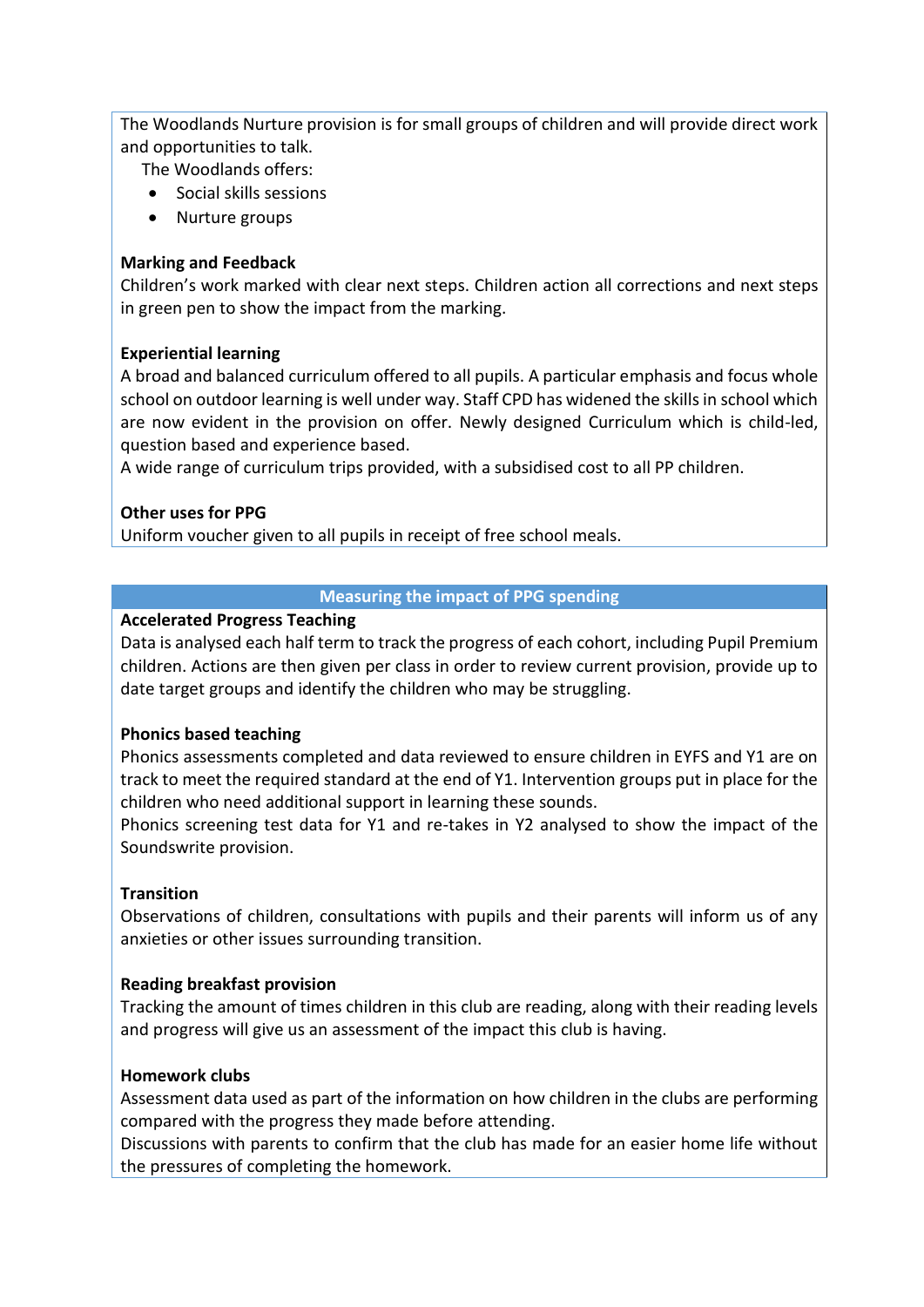The Woodlands Nurture provision is for small groups of children and will provide direct work and opportunities to talk.

The Woodlands offers:

- Social skills sessions
- Nurture groups

**Marking and Feedback**

Children's work marked with clear next steps. Children action all corrections and next steps in green pen to show the impact from the marking.

**Experiential learning**

A broad and balanced curriculum offered to all pupils. A particular emphasis and focus whole school on outdoor learning is well under way. Staff CPD has widened the skills in school which are now evident in the provision on offer. Newly designed Curriculum which is child-led, question based and experience based.

A wide range of curriculum trips provided, with a subsidised cost to all PP children.

**Other uses for PPG**

Uniform voucher given to all pupils in receipt of free school meals.

## Measuring the impact of PPG spending

**Accelerated Progress Teaching**

Data is analysed each half term to track the progress of each cohort, including Pupil Premium children. Actions are then given per class in order to review current provision, provide up to date target groups and identify the children who may be struggling.

**Phonics based teaching**

Phonics assessments completed and data reviewed to ensure children in EYFS and Y1 are on track to meet the required standard at the end of Y1. Intervention groups put in place for the children who need additional support in learning these sounds.

Phonics screening test data for Y1 and re-takes in Y2 analysed to show the impact of the Soundswrite provision.

**Transition**

Observations of children, consultations with pupils and their parents will inform us of any anxieties or other issues surrounding transition.

**Reading breakfast provision**

Tracking the amount of times children in this club are reading, along with their reading levels and progress will give us an assessment of the impact this club is having.

**Homework clubs**

Assessment data used as part of the information on how children in the clubs are performing compared with the progress they made before attending.

Discussions with parents to confirm that the club has made for an easier home life without the pressures of completing the homework.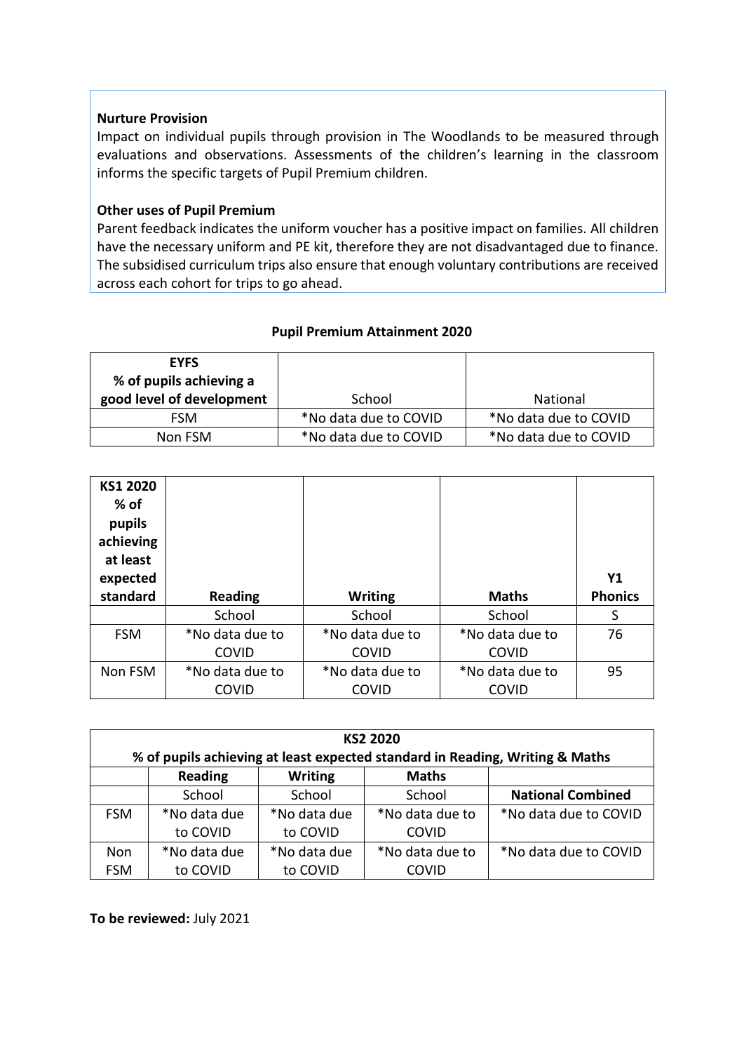**Nurture Provision**
Impact on individual pupils through provision in The Woodlands to be measured through evaluations and observations. Assessments of the children's learning in the classroom informs the specific targets of Pupil Premium children.

**Other uses of Pupil Premium**
Parent feedback indicates the uniform voucher has a positive impact on families. All children have the necessary uniform and PE kit, therefore they are not disadvantaged due to finance. The subsidised curriculum trips also ensure that enough voluntary contributions are received across each cohort for trips to go ahead.

**Pupil Premium Attainment 2020**

| **EYFS % of pupils achieving a good level of development** | School | National |
|---|---|---|
| FSM | *No data due to COVID | *No data due to COVID |
| Non FSM | *No data due to COVID | *No data due to COVID |

| **KS1 2020 % of pupils achieving at least expected standard** | **Reading** | **Writing** | **Maths** | **Y1 Phonics** |
|---|---|---|---|---|
| | School | School | School | S |
| FSM | *No data due to COVID | *No data due to COVID | *No data due to COVID | 76 |
| Non FSM | *No data due to COVID | *No data due to COVID | *No data due to COVID | 95 |

| **KS2 2020 % of pupils achieving at least expected standard in Reading, Writing & Maths** | | | | |
|---|---|---|---|---|
| | **Reading** | **Writing** | **Maths** | |
| | School | School | School | **National Combined** |
| FSM | *No data due to COVID | *No data due to COVID | *No data due to COVID | *No data due to COVID |
| Non FSM | *No data due to COVID | *No data due to COVID | *No data due to COVID | *No data due to COVID |

**To be reviewed:** July 2021